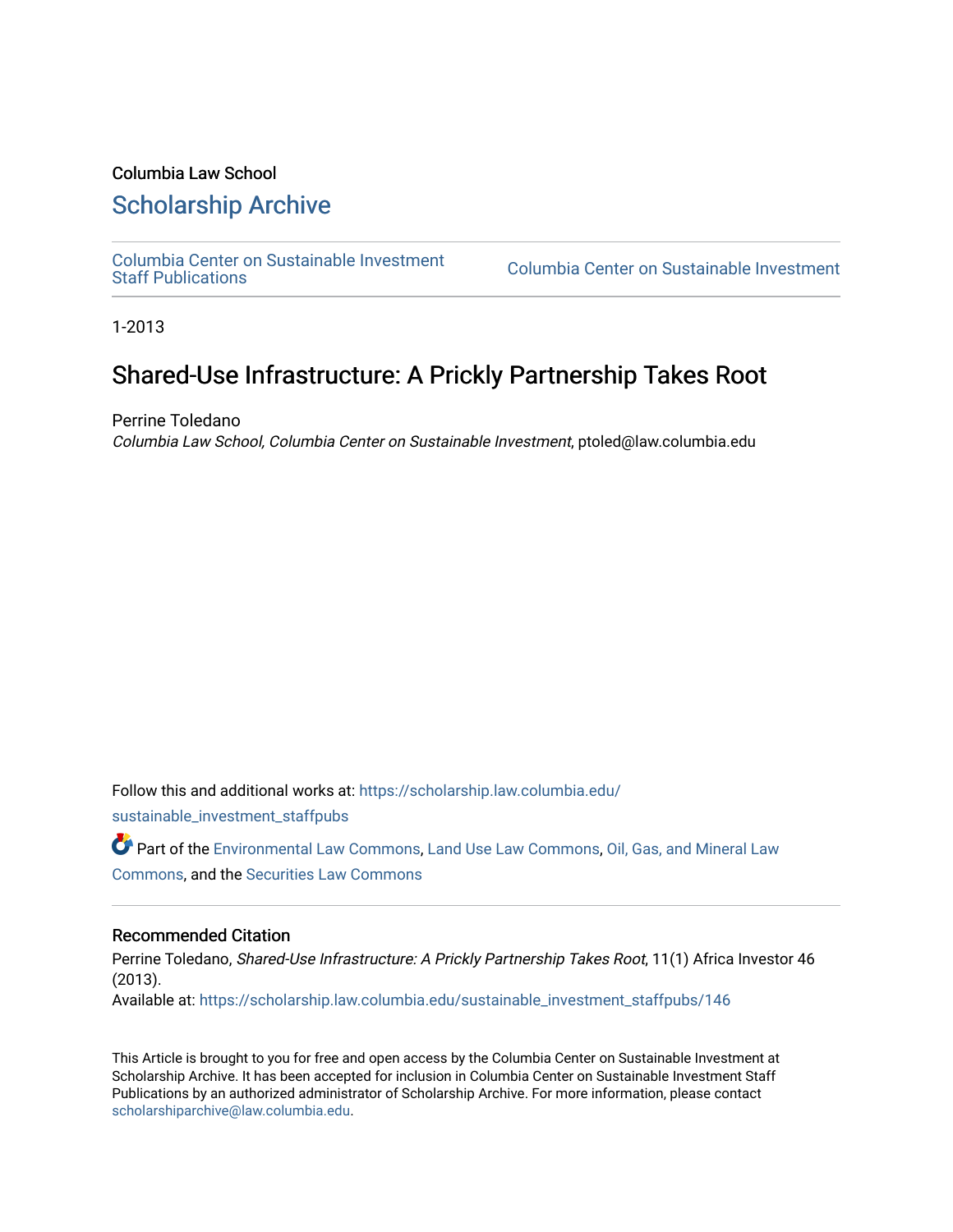Columbia Law School

# Scholarship Archive

Columbia Center on Sustainable Investment Staff Publications

Columbia Center on Sustainable Investment

1-2013

## Shared-Use Infrastructure: A Prickly Partnership Takes Root

Perrine Toledano

*Columbia Law School, Columbia Center on Sustainable Investment*, ptoled@law.columbia.edu

Follow this and additional works at: https://scholarship.law.columbia.edu/sustainable_investment_staffpubs

Part of the Environmental Law Commons, Land Use Law Commons, Oil, Gas, and Mineral Law Commons, and the Securities Law Commons

### Recommended Citation

Perrine Toledano, *Shared-Use Infrastructure: A Prickly Partnership Takes Root*, 11(1) Africa Investor 46 (2013).

Available at: https://scholarship.law.columbia.edu/sustainable_investment_staffpubs/146

This Article is brought to you for free and open access by the Columbia Center on Sustainable Investment at Scholarship Archive. It has been accepted for inclusion in Columbia Center on Sustainable Investment Staff Publications by an authorized administrator of Scholarship Archive. For more information, please contact scholarshiparchive@law.columbia.edu.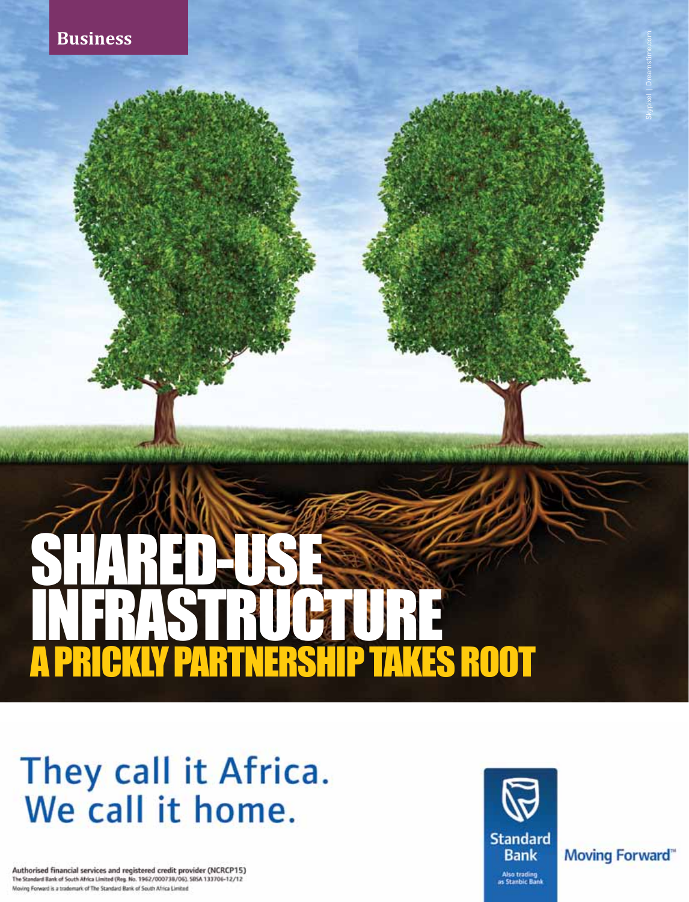Business

# SHARED-USE INFRASTRUCTURE

## A PRICKLY PARTNERSHIP TAKES ROOT

Skypixel | Dreamstime.com

They call it Africa.
We call it home.

Authorised financial services and registered credit provider (NCRCP15)
The Standard Bank of South Africa Limited (Reg. No. 1962/000738/06). SBSA 133706-12/12
Moving Forward is a trademark of The Standard Bank of South Africa Limited

Standard Bank

Also trading as Stanbic Bank

Moving Forward™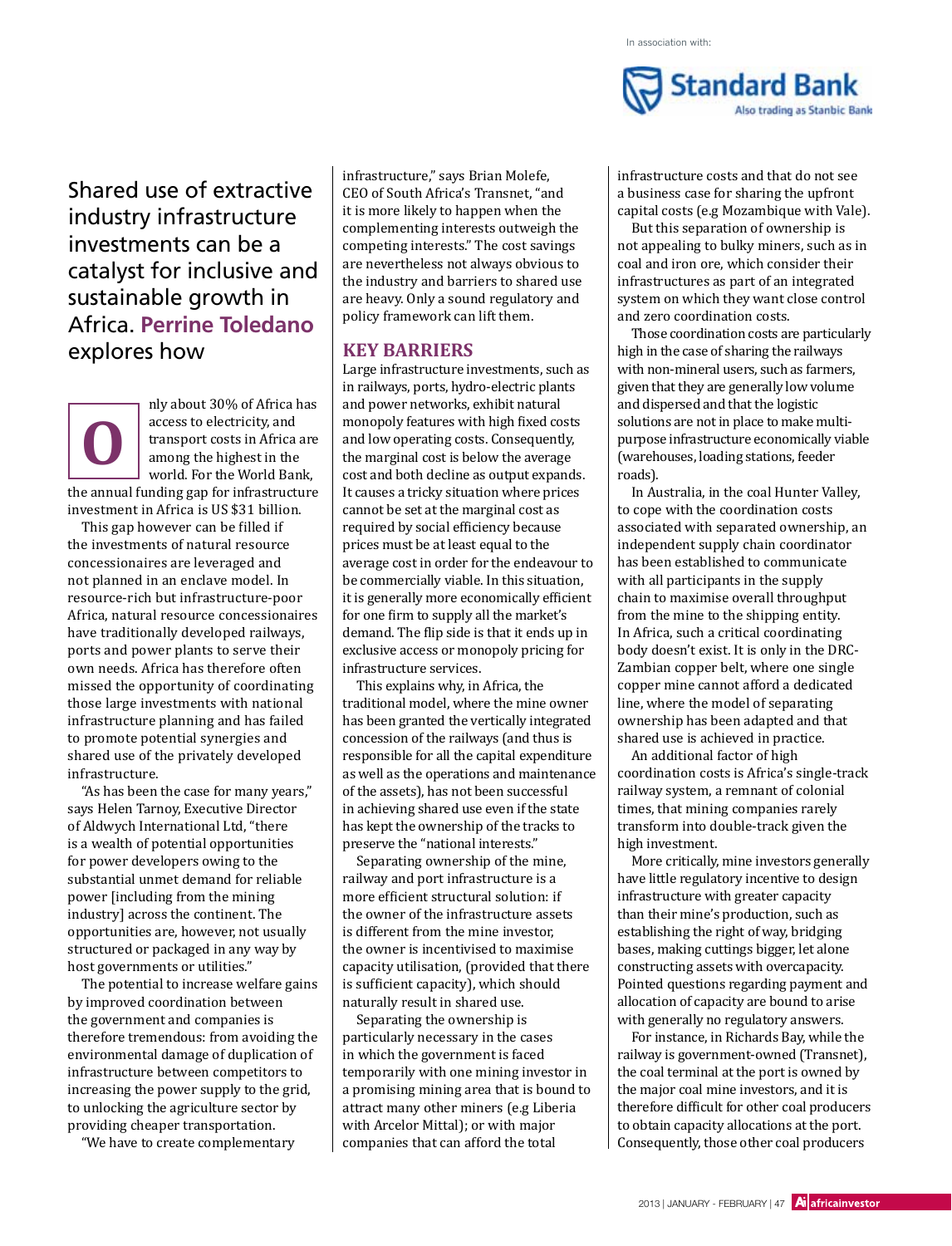Shared use of extractive industry infrastructure investments can be a catalyst for inclusive and sustainable growth in Africa. **Perrine Toledano** explores how

Only about 30% of Africa has access to electricity, and transport costs in Africa are among the highest in the world. For the World Bank, the annual funding gap for infrastructure investment in Africa is US $31 billion.

This gap however can be filled if the investments of natural resource concessionaires are leveraged and not planned in an enclave model. In resource-rich but infrastructure-poor Africa, natural resource concessionaires have traditionally developed railways, ports and power plants to serve their own needs. Africa has therefore often missed the opportunity of coordinating those large investments with national infrastructure planning and has failed to promote potential synergies and shared use of the privately developed infrastructure.

"As has been the case for many years," says Helen Tarnoy, Executive Director of Aldwych International Ltd, "there is a wealth of potential opportunities for power developers owing to the substantial unmet demand for reliable power [including from the mining industry] across the continent. The opportunities are, however, not usually structured or packaged in any way by host governments or utilities."

The potential to increase welfare gains by improved coordination between the government and companies is therefore tremendous: from avoiding the environmental damage of duplication of infrastructure between competitors to increasing the power supply to the grid, to unlocking the agriculture sector by providing cheaper transportation.

"We have to create complementary infrastructure," says Brian Molefe, CEO of South Africa's Transnet, "and it is more likely to happen when the complementing interests outweigh the competing interests." The cost savings are nevertheless not always obvious to the industry and barriers to shared use are heavy. Only a sound regulatory and policy framework can lift them.

## KEY BARRIERS

Large infrastructure investments, such as in railways, ports, hydro-electric plants and power networks, exhibit natural monopoly features with high fixed costs and low operating costs. Consequently, the marginal cost is below the average cost and both decline as output expands. It causes a tricky situation where prices cannot be set at the marginal cost as required by social efficiency because prices must be at least equal to the average cost in order for the endeavour to be commercially viable. In this situation, it is generally more economically efficient for one firm to supply all the market's demand. The flip side is that it ends up in exclusive access or monopoly pricing for infrastructure services.

This explains why, in Africa, the traditional model, where the mine owner has been granted the vertically integrated concession of the railways (and thus is responsible for all the capital expenditure as well as the operations and maintenance of the assets), has not been successful in achieving shared use even if the state has kept the ownership of the tracks to preserve the "national interests."

Separating ownership of the mine, railway and port infrastructure is a more efficient structural solution: if the owner of the infrastructure assets is different from the mine investor, the owner is incentivised to maximise capacity utilisation, (provided that there is sufficient capacity), which should naturally result in shared use.

Separating the ownership is particularly necessary in the cases in which the government is faced temporarily with one mining investor in a promising mining area that is bound to attract many other miners (e.g Liberia with Arcelor Mittal); or with major companies that can afford the total infrastructure costs and that do not see a business case for sharing the upfront capital costs (e.g Mozambique with Vale).

But this separation of ownership is not appealing to bulky miners, such as in coal and iron ore, which consider their infrastructures as part of an integrated system on which they want close control and zero coordination costs.

Those coordination costs are particularly high in the case of sharing the railways with non-mineral users, such as farmers, given that they are generally low volume and dispersed and that the logistic solutions are not in place to make multi-purpose infrastructure economically viable (warehouses, loading stations, feeder roads).

In Australia, in the coal Hunter Valley, to cope with the coordination costs associated with separated ownership, an independent supply chain coordinator has been established to communicate with all participants in the supply chain to maximise overall throughput from the mine to the shipping entity. In Africa, such a critical coordinating body doesn't exist. It is only in the DRC-Zambian copper belt, where one single copper mine cannot afford a dedicated line, where the model of separating ownership has been adapted and that shared use is achieved in practice.

An additional factor of high coordination costs is Africa's single-track railway system, a remnant of colonial times, that mining companies rarely transform into double-track given the high investment.

More critically, mine investors generally have little regulatory incentive to design infrastructure with greater capacity than their mine's production, such as establishing the right of way, bridging bases, making cuttings bigger, let alone constructing assets with overcapacity. Pointed questions regarding payment and allocation of capacity are bound to arise with generally no regulatory answers.

For instance, in Richards Bay, while the railway is government-owned (Transnet), the coal terminal at the port is owned by the major coal mine investors, and it is therefore difficult for other coal producers to obtain capacity allocations at the port. Consequently, those other coal producers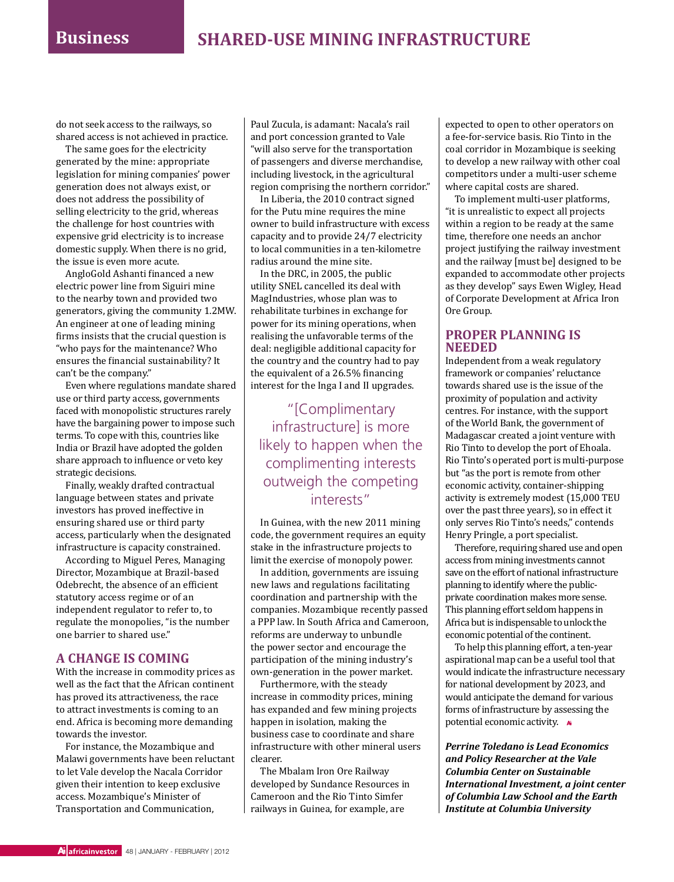do not seek access to the railways, so shared access is not achieved in practice.

The same goes for the electricity generated by the mine: appropriate legislation for mining companies' power generation does not always exist, or does not address the possibility of selling electricity to the grid, whereas the challenge for host countries with expensive grid electricity is to increase domestic supply. When there is no grid, the issue is even more acute.

AngloGold Ashanti financed a new electric power line from Siguiri mine to the nearby town and provided two generators, giving the community 1.2MW. An engineer at one of leading mining firms insists that the crucial question is "who pays for the maintenance? Who ensures the financial sustainability? It can't be the company."

Even where regulations mandate shared use or third party access, governments faced with monopolistic structures rarely have the bargaining power to impose such terms. To cope with this, countries like India or Brazil have adopted the golden share approach to influence or veto key strategic decisions.

Finally, weakly drafted contractual language between states and private investors has proved ineffective in ensuring shared use or third party access, particularly when the designated infrastructure is capacity constrained.

According to Miguel Peres, Managing Director, Mozambique at Brazil-based Odebrecht, the absence of an efficient statutory access regime or of an independent regulator to refer to, to regulate the monopolies, "is the number one barrier to shared use."

## A CHANGE IS COMING

With the increase in commodity prices as well as the fact that the African continent has proved its attractiveness, the race to attract investments is coming to an end. Africa is becoming more demanding towards the investor.

For instance, the Mozambique and Malawi governments have been reluctant to let Vale develop the Nacala Corridor given their intention to keep exclusive access. Mozambique's Minister of Transportation and Communication, Paul Zucula, is adamant: Nacala's rail and port concession granted to Vale "will also serve for the transportation of passengers and diverse merchandise, including livestock, in the agricultural region comprising the northern corridor."

In Liberia, the 2010 contract signed for the Putu mine requires the mine owner to build infrastructure with excess capacity and to provide 24/7 electricity to local communities in a ten-kilometre radius around the mine site.

In the DRC, in 2005, the public utility SNEL cancelled its deal with MagIndustries, whose plan was to rehabilitate turbines in exchange for power for its mining operations, when realising the unfavorable terms of the deal: negligible additional capacity for the country and the country had to pay the equivalent of a 26.5% financing interest for the Inga I and II upgrades.

> "[Complimentary infrastructure] is more likely to happen when the complimenting interests outweigh the competing interests"

In Guinea, with the new 2011 mining code, the government requires an equity stake in the infrastructure projects to limit the exercise of monopoly power.

In addition, governments are issuing new laws and regulations facilitating coordination and partnership with the companies. Mozambique recently passed a PPP law. In South Africa and Cameroon, reforms are underway to unbundle the power sector and encourage the participation of the mining industry's own-generation in the power market.

Furthermore, with the steady increase in commodity prices, mining has expanded and few mining projects happen in isolation, making the business case to coordinate and share infrastructure with other mineral users clearer.

The Mbalam Iron Ore Railway developed by Sundance Resources in Cameroon and the Rio Tinto Simfer railways in Guinea, for example, are expected to open to other operators on a fee-for-service basis. Rio Tinto in the coal corridor in Mozambique is seeking to develop a new railway with other coal competitors under a multi-user scheme where capital costs are shared.

To implement multi-user platforms, "it is unrealistic to expect all projects within a region to be ready at the same time, therefore one needs an anchor project justifying the railway investment and the railway [must be] designed to be expanded to accommodate other projects as they develop" says Ewen Wigley, Head of Corporate Development at Africa Iron Ore Group.

## PROPER PLANNING IS NEEDED

Independent from a weak regulatory framework or companies' reluctance towards shared use is the issue of the proximity of population and activity centres. For instance, with the support of the World Bank, the government of Madagascar created a joint venture with Rio Tinto to develop the port of Ehoala. Rio Tinto's operated port is multi-purpose but "as the port is remote from other economic activity, container-shipping activity is extremely modest (15,000 TEU over the past three years), so in effect it only serves Rio Tinto's needs," contends Henry Pringle, a port specialist.

Therefore, requiring shared use and open access from mining investments cannot save on the effort of national infrastructure planning to identify where the public-private coordination makes more sense. This planning effort seldom happens in Africa but is indispensable to unlock the economic potential of the continent.

To help this planning effort, a ten-year aspirational map can be a useful tool that would indicate the infrastructure necessary for national development by 2023, and would anticipate the demand for various forms of infrastructure by assessing the potential economic activity.

***Perrine Toledano is Lead Economics and Policy Researcher at the Vale Columbia Center on Sustainable International Investment, a joint center of Columbia Law School and the Earth Institute at Columbia University***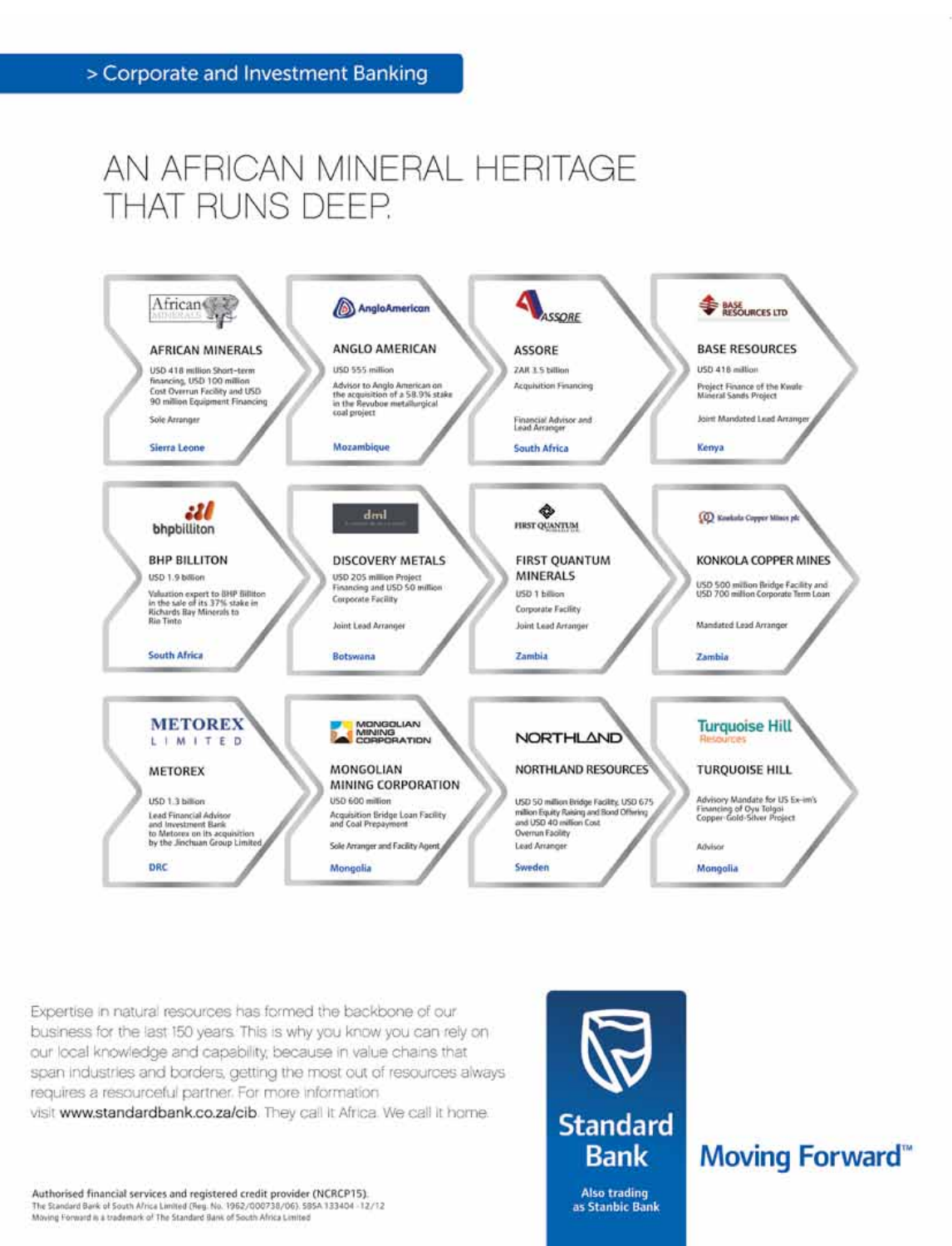> Corporate and Investment Banking

# AN AFRICAN MINERAL HERITAGE THAT RUNS DEEP.

### AFRICAN MINERALS

USD 418 million Short-term financing, USD 100 million Cost Overrun Facility and USD 90 million Equipment Financing

Sole Arranger

Sierra Leone

### ANGLO AMERICAN

USD 555 million

Advisor to Anglo American on the acquisition of a 58.9% stake in the Revuboe metallurgical coal project

Mozambique

### ASSORE

ZAR 3.5 billion

Acquisition Financing

Financial Advisor and Lead Arranger

South Africa

### BASE RESOURCES

USD 418 million

Project Finance of the Kwale Mineral Sands Project

Joint Mandated Lead Arranger

Kenya

### BHP BILLITON

USD 1.9 billion

Valuation expert to BHP Billiton in the sale of its 37% stake in Richards Bay Minerals to Rio Tinto

South Africa

### DISCOVERY METALS

USD 205 million Project Financing and USD 50 million Corporate Facility

Joint Lead Arranger

Botswana

### FIRST QUANTUM MINERALS

USD 1 billion

Corporate Facility

Joint Lead Arranger

Zambia

### KONKOLA COPPER MINES

USD 500 million Bridge Facility and USD 700 million Corporate Term Loan

Mandated Lead Arranger

Zambia

### METOREX

USD 1.3 billion

Lead Financial Advisor and Investment Bank to Metorex on its acquisition by the Jinchuan Group Limited

DRC

### MONGOLIAN MINING CORPORATION

USD 600 million

Acquisition Bridge Loan Facility and Coal Prepayment

Sole Arranger and Facility Agent

Mongolia

### NORTHLAND RESOURCES

USD 50 million Bridge Facility, USD 675 million Equity Raising and Bond Offering and USD 40 million Cost Overrun Facility

Lead Arranger

Sweden

### TURQUOISE HILL

Advisory Mandate for US Ex-im's Financing of Oyu Tolgoi Copper-Gold-Silver Project

Advisor

Mongolia

Expertise in natural resources has formed the backbone of our business for the last 150 years. This is why you know you can rely on our local knowledge and capability, because in value chains that span industries and borders, getting the most out of resources always requires a resourceful partner. For more information visit **www.standardbank.co.za/cib**. They call it Africa. We call it home.

**Standard Bank**

Also trading as Stanbic Bank

**Moving Forward™**

Authorised financial services and registered credit provider (NCRCP15).
The Standard Bank of South Africa Limited (Reg. No. 1962/000738/06). SBSA 133404 - 12/12
Moving Forward is a trademark of The Standard Bank of South Africa Limited